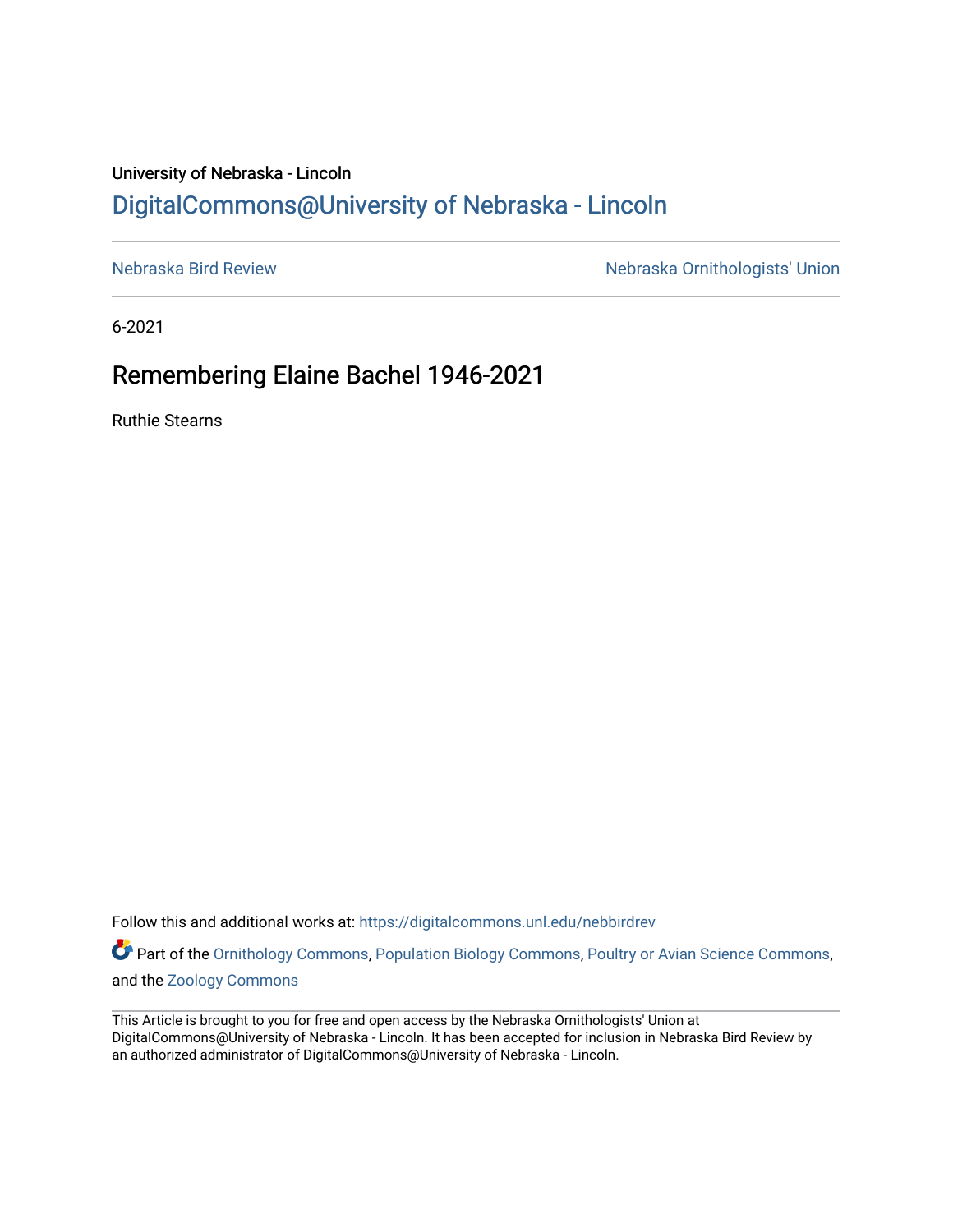University of Nebraska - Lincoln

DigitalCommons@University of Nebraska - Lincoln

Nebraska Bird Review

Nebraska Ornithologists' Union

6-2021

# Remembering Elaine Bachel 1946-2021

Ruthie Stearns

Follow this and additional works at: https://digitalcommons.unl.edu/nebbirdrev

Part of the Ornithology Commons, Population Biology Commons, Poultry or Avian Science Commons, and the Zoology Commons

This Article is brought to you for free and open access by the Nebraska Ornithologists' Union at DigitalCommons@University of Nebraska - Lincoln. It has been accepted for inclusion in Nebraska Bird Review by an authorized administrator of DigitalCommons@University of Nebraska - Lincoln.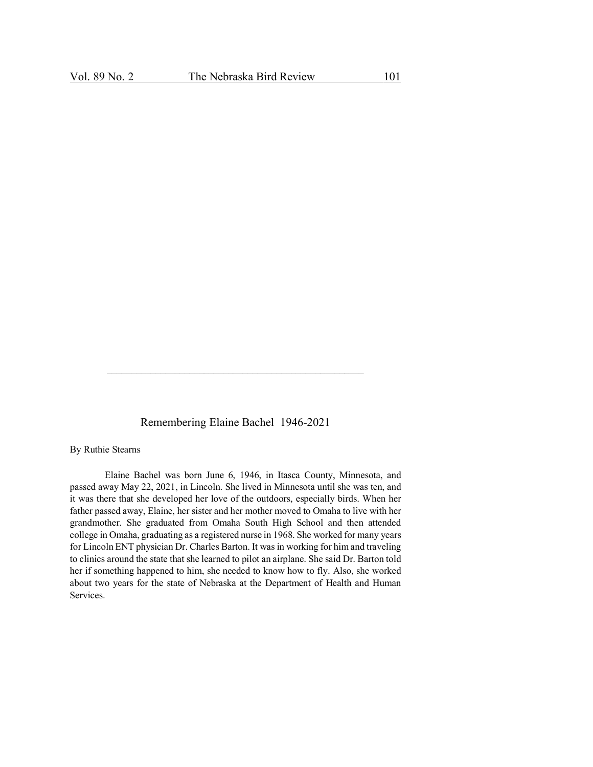## Remembering Elaine Bachel 1946-2021

By Ruthie Stearns

Elaine Bachel was born June 6, 1946, in Itasca County, Minnesota, and passed away May 22, 2021, in Lincoln. She lived in Minnesota until she was ten, and it was there that she developed her love of the outdoors, especially birds. When her father passed away, Elaine, her sister and her mother moved to Omaha to live with her grandmother. She graduated from Omaha South High School and then attended college in Omaha, graduating as a registered nurse in 1968. She worked for many years for Lincoln ENT physician Dr. Charles Barton. It was in working for him and traveling to clinics around the state that she learned to pilot an airplane. She said Dr. Barton told her if something happened to him, she needed to know how to fly. Also, she worked about two years for the state of Nebraska at the Department of Health and Human Services.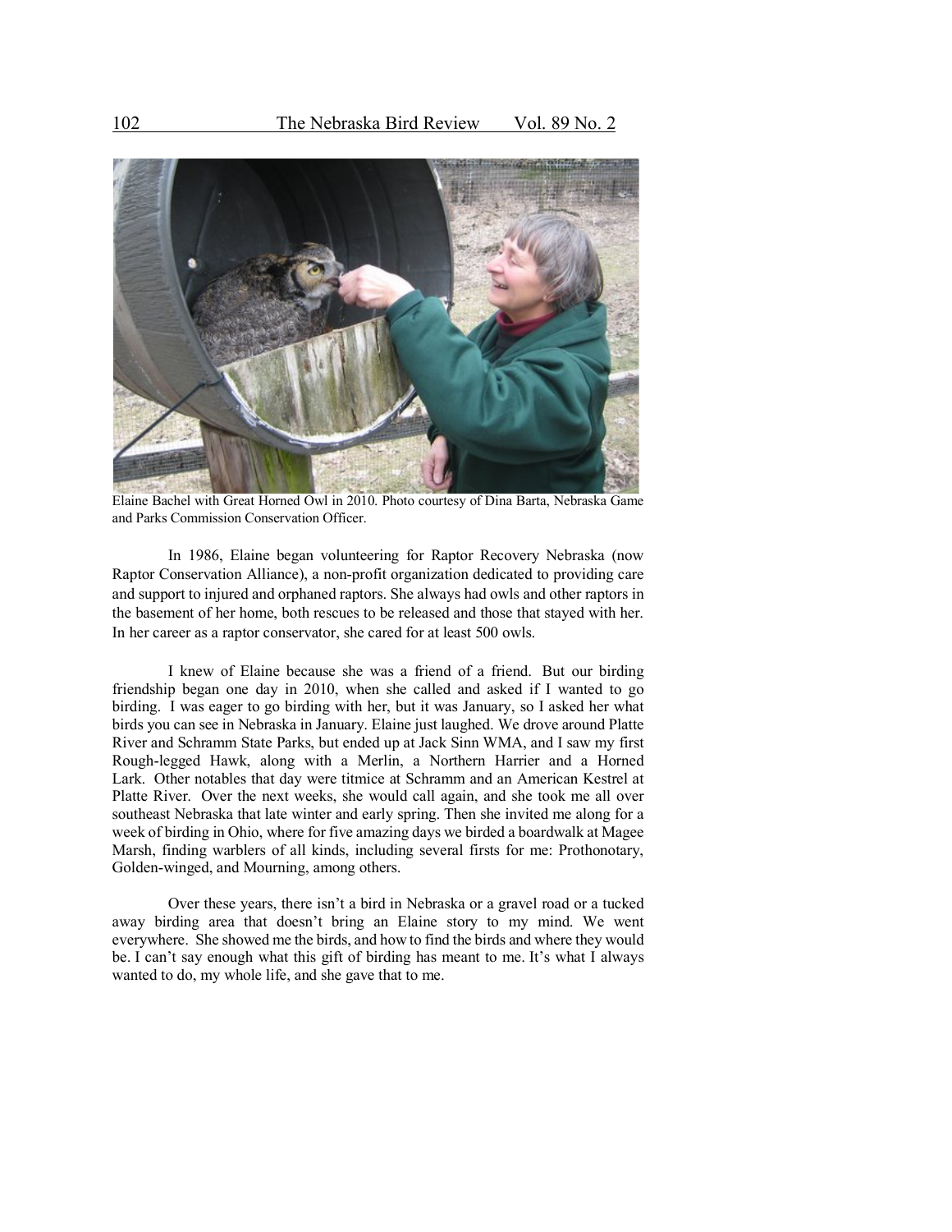Elaine Bachel with Great Horned Owl in 2010. Photo courtesy of Dina Barta, Nebraska Game and Parks Commission Conservation Officer.

In 1986, Elaine began volunteering for Raptor Recovery Nebraska (now Raptor Conservation Alliance), a non-profit organization dedicated to providing care and support to injured and orphaned raptors. She always had owls and other raptors in the basement of her home, both rescues to be released and those that stayed with her. In her career as a raptor conservator, she cared for at least 500 owls.

I knew of Elaine because she was a friend of a friend. But our birding friendship began one day in 2010, when she called and asked if I wanted to go birding. I was eager to go birding with her, but it was January, so I asked her what birds you can see in Nebraska in January. Elaine just laughed. We drove around Platte River and Schramm State Parks, but ended up at Jack Sinn WMA, and I saw my first Rough-legged Hawk, along with a Merlin, a Northern Harrier and a Horned Lark. Other notables that day were titmice at Schramm and an American Kestrel at Platte River. Over the next weeks, she would call again, and she took me all over southeast Nebraska that late winter and early spring. Then she invited me along for a week of birding in Ohio, where for five amazing days we birded a boardwalk at Magee Marsh, finding warblers of all kinds, including several firsts for me: Prothonotary, Golden-winged, and Mourning, among others.

Over these years, there isn't a bird in Nebraska or a gravel road or a tucked away birding area that doesn't bring an Elaine story to my mind. We went everywhere. She showed me the birds, and how to find the birds and where they would be. I can't say enough what this gift of birding has meant to me. It's what I always wanted to do, my whole life, and she gave that to me.